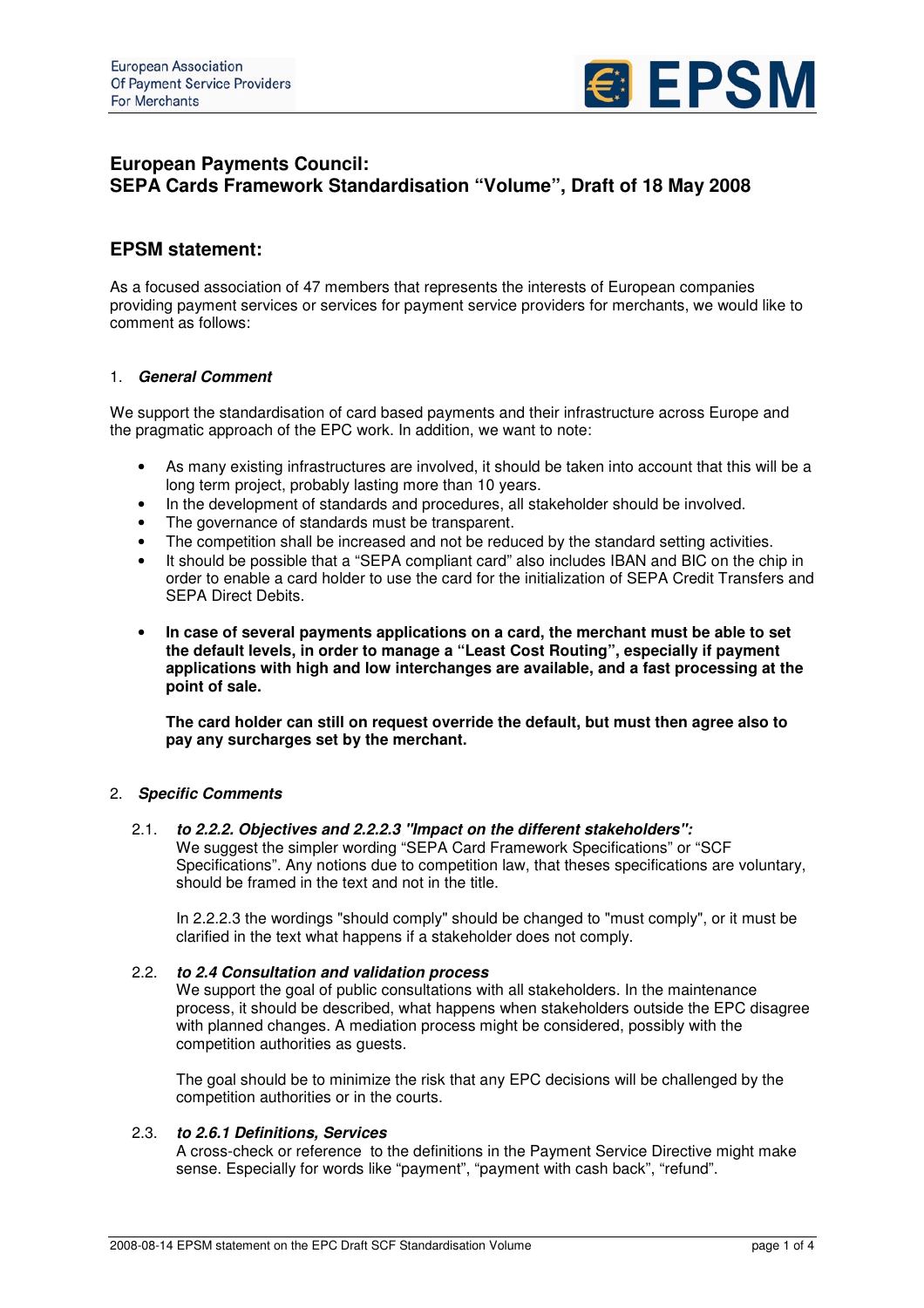European Association
Of Payment Service Providers
For Merchants

EPSM

# European Payments Council: SEPA Cards Framework Standardisation "Volume", Draft of 18 May 2008

## EPSM statement:

As a focused association of 47 members that represents the interests of European companies providing payment services or services for payment service providers for merchants, we would like to comment as follows:

### 1. *General Comment*

We support the standardisation of card based payments and their infrastructure across Europe and the pragmatic approach of the EPC work. In addition, we want to note:

- As many existing infrastructures are involved, it should be taken into account that this will be a long term project, probably lasting more than 10 years.
- In the development of standards and procedures, all stakeholder should be involved.
- The governance of standards must be transparent.
- The competition shall be increased and not be reduced by the standard setting activities.
- It should be possible that a "SEPA compliant card" also includes IBAN and BIC on the chip in order to enable a card holder to use the card for the initialization of SEPA Credit Transfers and SEPA Direct Debits.
- **In case of several payments applications on a card, the merchant must be able to set the default levels, in order to manage a "Least Cost Routing", especially if payment applications with high and low interchanges are available, and a fast processing at the point of sale.**

  **The card holder can still on request override the default, but must then agree also to pay any surcharges set by the merchant.**

### 2. *Specific Comments*

#### 2.1. *to 2.2.2. Objectives and 2.2.2.3 "Impact on the different stakeholders":*

We suggest the simpler wording "SEPA Card Framework Specifications" or "SCF Specifications". Any notions due to competition law, that theses specifications are voluntary, should be framed in the text and not in the title.

In 2.2.2.3 the wordings "should comply" should be changed to "must comply", or it must be clarified in the text what happens if a stakeholder does not comply.

#### 2.2. *to 2.4 Consultation and validation process*

We support the goal of public consultations with all stakeholders. In the maintenance process, it should be described, what happens when stakeholders outside the EPC disagree with planned changes. A mediation process might be considered, possibly with the competition authorities as guests.

The goal should be to minimize the risk that any EPC decisions will be challenged by the competition authorities or in the courts.

#### 2.3. *to 2.6.1 Definitions, Services*

A cross-check or reference to the definitions in the Payment Service Directive might make sense. Especially for words like "payment", "payment with cash back", "refund".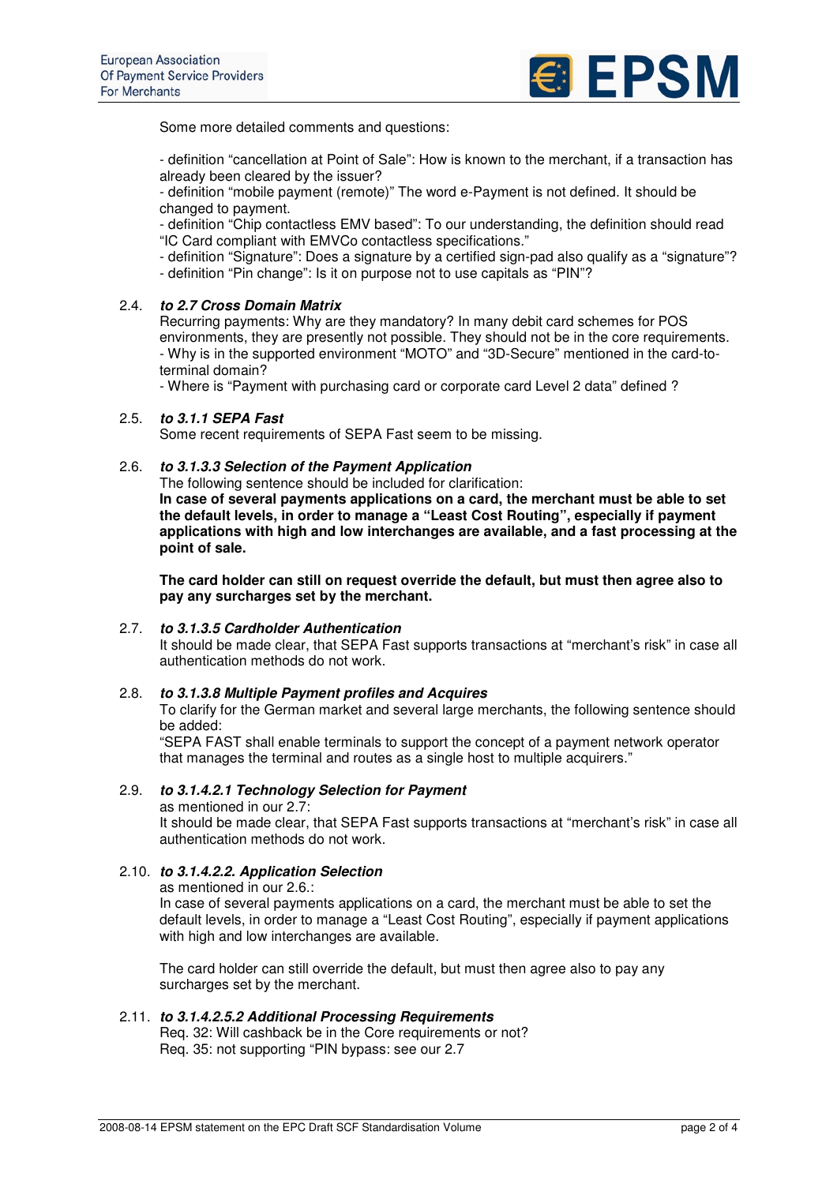Some more detailed comments and questions:

- definition “cancellation at Point of Sale”: How is known to the merchant, if a transaction has already been cleared by the issuer?
- definition “mobile payment (remote)” The word e-Payment is not defined. It should be changed to payment.
- definition “Chip contactless EMV based”: To our understanding, the definition should read “IC Card compliant with EMVCo contactless specifications.”
- definition “Signature”: Does a signature by a certified sign-pad also qualify as a “signature”?
- definition “Pin change”: Is it on purpose not to use capitals as “PIN”?

2.4. ***to 2.7 Cross Domain Matrix***

Recurring payments: Why are they mandatory? In many debit card schemes for POS environments, they are presently not possible. They should not be in the core requirements.
- Why is in the supported environment “MOTO” and “3D-Secure” mentioned in the card-to-terminal domain?
- Where is “Payment with purchasing card or corporate card Level 2 data” defined ?

2.5. ***to 3.1.1 SEPA Fast***

Some recent requirements of SEPA Fast seem to be missing.

2.6. ***to 3.1.3.3 Selection of the Payment Application***

The following sentence should be included for clarification:
**In case of several payments applications on a card, the merchant must be able to set the default levels, in order to manage a “Least Cost Routing”, especially if payment applications with high and low interchanges are available, and a fast processing at the point of sale.**

**The card holder can still on request override the default, but must then agree also to pay any surcharges set by the merchant.**

2.7. ***to 3.1.3.5 Cardholder Authentication***

It should be made clear, that SEPA Fast supports transactions at “merchant’s risk” in case all authentication methods do not work.

2.8. ***to 3.1.3.8 Multiple Payment profiles and Acquires***

To clarify for the German market and several large merchants, the following sentence should be added:
“SEPA FAST shall enable terminals to support the concept of a payment network operator that manages the terminal and routes as a single host to multiple acquirers.”

2.9. ***to 3.1.4.2.1 Technology Selection for Payment***

as mentioned in our 2.7:
It should be made clear, that SEPA Fast supports transactions at “merchant’s risk” in case all authentication methods do not work.

2.10. ***to 3.1.4.2.2. Application Selection***

as mentioned in our 2.6.:
In case of several payments applications on a card, the merchant must be able to set the default levels, in order to manage a “Least Cost Routing”, especially if payment applications with high and low interchanges are available.

The card holder can still override the default, but must then agree also to pay any surcharges set by the merchant.

2.11. ***to 3.1.4.2.5.2 Additional Processing Requirements***

Req. 32: Will cashback be in the Core requirements or not?
Req. 35: not supporting “PIN bypass: see our 2.7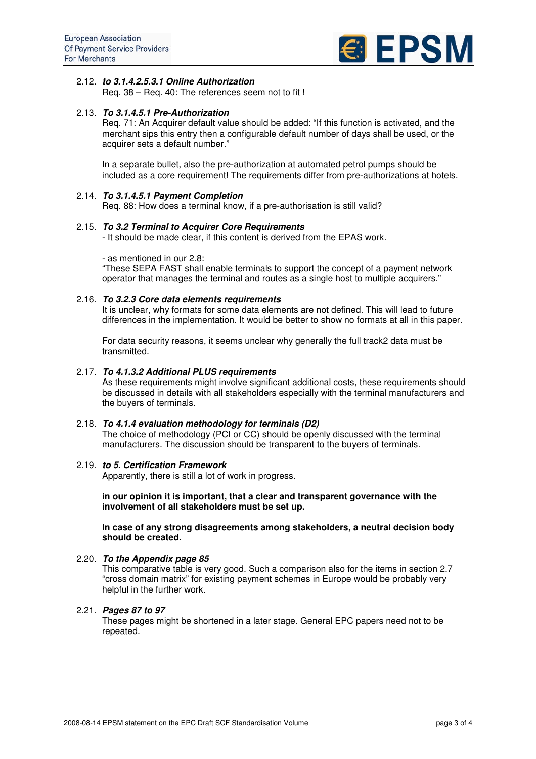2.12. ***to 3.1.4.2.5.3.1 Online Authorization***
Req. 38 – Req. 40: The references seem not to fit !

2.13. ***To 3.1.4.5.1 Pre-Authorization***
Req. 71: An Acquirer default value should be added: "If this function is activated, and the merchant sips this entry then a configurable default number of days shall be used, or the acquirer sets a default number."

In a separate bullet, also the pre-authorization at automated petrol pumps should be included as a core requirement! The requirements differ from pre-authorizations at hotels.

2.14. ***To 3.1.4.5.1 Payment Completion***
Req. 88: How does a terminal know, if a pre-authorisation is still valid?

2.15. ***To 3.2 Terminal to Acquirer Core Requirements***
- It should be made clear, if this content is derived from the EPAS work.

- as mentioned in our 2.8:
"These SEPA FAST shall enable terminals to support the concept of a payment network operator that manages the terminal and routes as a single host to multiple acquirers."

2.16. ***To 3.2.3 Core data elements requirements***
It is unclear, why formats for some data elements are not defined. This will lead to future differences in the implementation. It would be better to show no formats at all in this paper.

For data security reasons, it seems unclear why generally the full track2 data must be transmitted.

2.17. ***To 4.1.3.2 Additional PLUS requirements***
As these requirements might involve significant additional costs, these requirements should be discussed in details with all stakeholders especially with the terminal manufacturers and the buyers of terminals.

2.18. ***To 4.1.4 evaluation methodology for terminals (D2)***
The choice of methodology (PCI or CC) should be openly discussed with the terminal manufacturers. The discussion should be transparent to the buyers of terminals.

2.19. ***to 5. Certification Framework***
Apparently, there is still a lot of work in progress.

**in our opinion it is important, that a clear and transparent governance with the involvement of all stakeholders must be set up.**

**In case of any strong disagreements among stakeholders, a neutral decision body should be created.**

2.20. ***To the Appendix page 85***
This comparative table is very good. Such a comparison also for the items in section 2.7 "cross domain matrix" for existing payment schemes in Europe would be probably very helpful in the further work.

2.21. ***Pages 87 to 97***
These pages might be shortened in a later stage. General EPC papers need not to be repeated.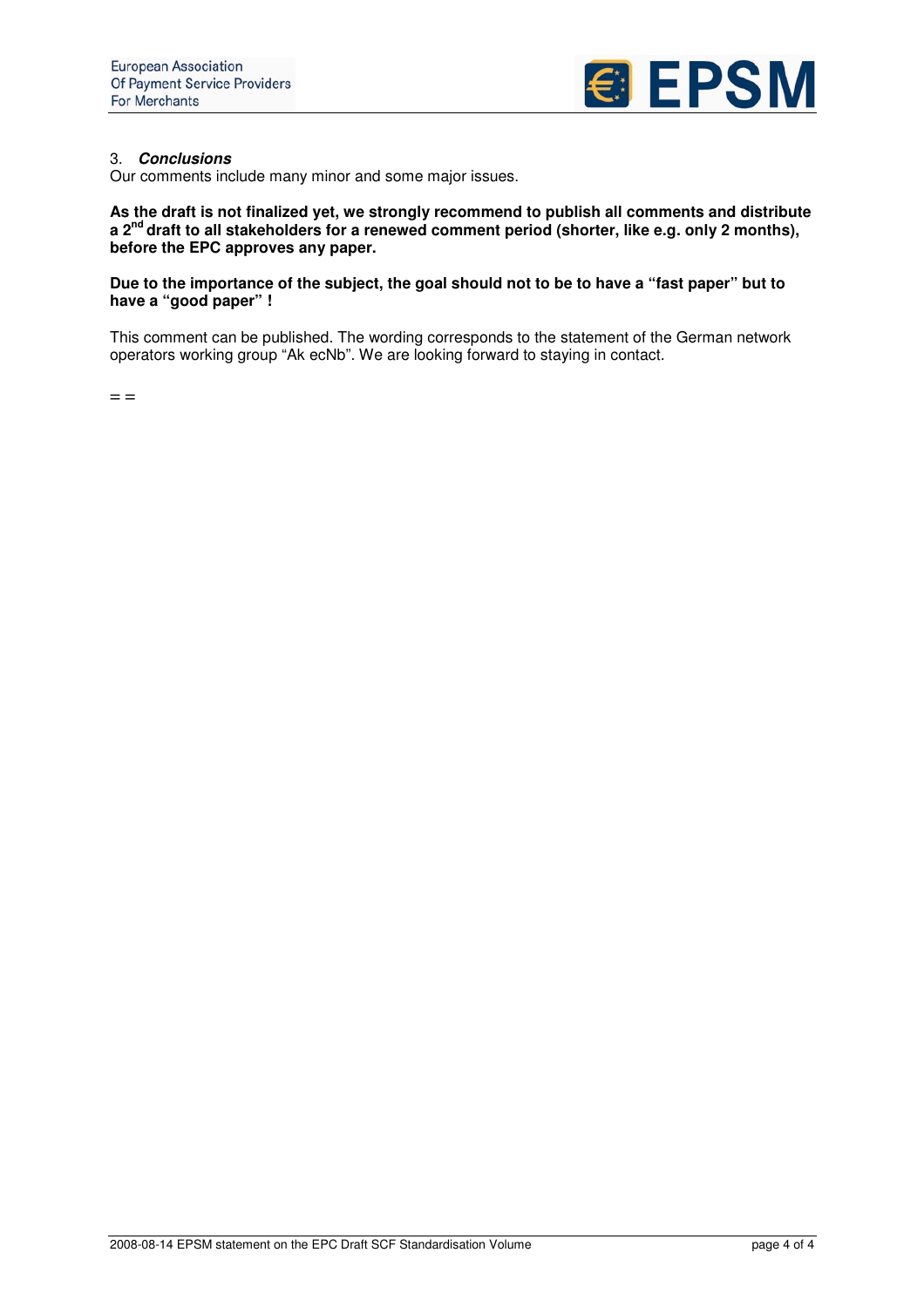### 3. ***Conclusions***

Our comments include many minor and some major issues.

**As the draft is not finalized yet, we strongly recommend to publish all comments and distribute a 2nd draft to all stakeholders for a renewed comment period (shorter, like e.g. only 2 months), before the EPC approves any paper.**

**Due to the importance of the subject, the goal should not to be to have a "fast paper" but to have a "good paper" !**

This comment can be published. The wording corresponds to the statement of the German network operators working group "Ak ecNb". We are looking forward to staying in contact.

= =